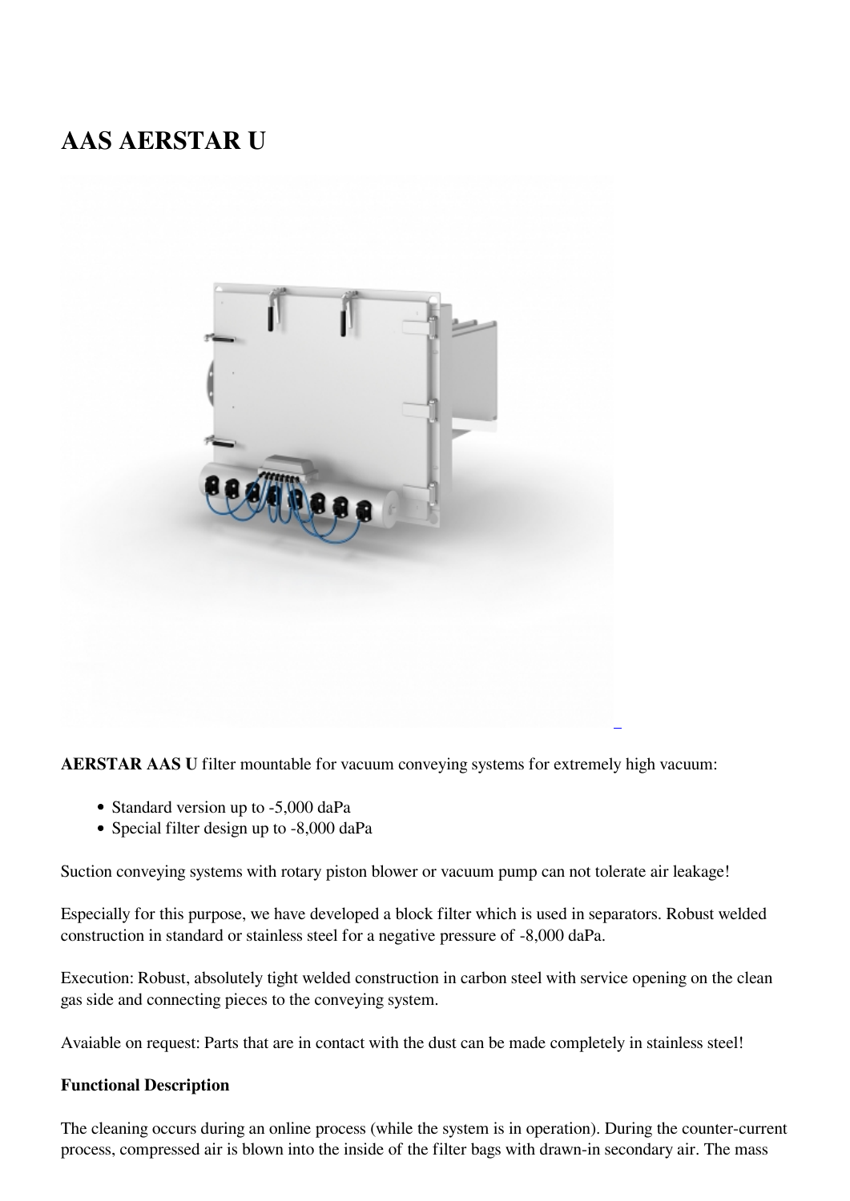# AAS AERSTAR U

**AERSTAR AAS U** filter mountable for vacuum conveying systems for extremely high vacuum:

- Standard version up to -5,000 daPa
- Special filter design up to -8,000 daPa

Suction conveying systems with rotary piston blower or vacuum pump can not tolerate air leakage!

Especially for this purpose, we have developed a block filter which is used in separators. Robust welded construction in standard or stainless steel for a negative pressure of -8,000 daPa.

Execution: Robust, absolutely tight welded construction in carbon steel with service opening on the clean gas side and connecting pieces to the conveying system.

Avaiable on request: Parts that are in contact with the dust can be made completely in stainless steel!

**Functional Description**

The cleaning occurs during an online process (while the system is in operation). During the counter-current process, compressed air is blown into the inside of the filter bags with drawn-in secondary air. The mass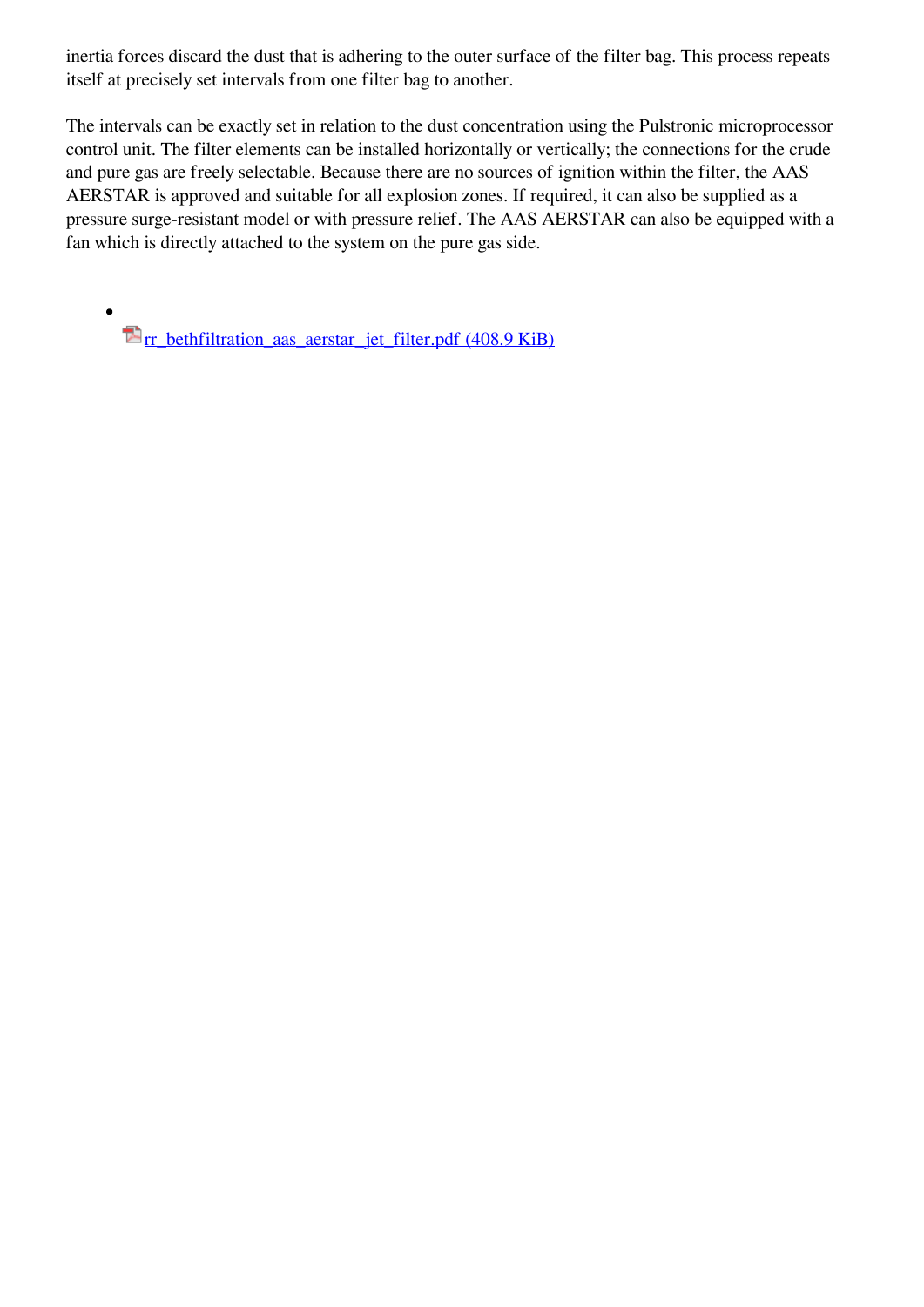inertia forces discard the dust that is adhering to the outer surface of the filter bag. This process repeats itself at precisely set intervals from one filter bag to another.

The intervals can be exactly set in relation to the dust concentration using the Pulstronic microprocessor control unit. The filter elements can be installed horizontally or vertically; the connections for the crude and pure gas are freely selectable. Because there are no sources of ignition within the filter, the AAS AERSTAR is approved and suitable for all explosion zones. If required, it can also be supplied as a pressure surge-resistant model or with pressure relief. The AAS AERSTAR can also be equipped with a fan which is directly attached to the system on the pure gas side.

- rr_bethfiltration_aas_aerstar_jet_filter.pdf (408.9 KiB)